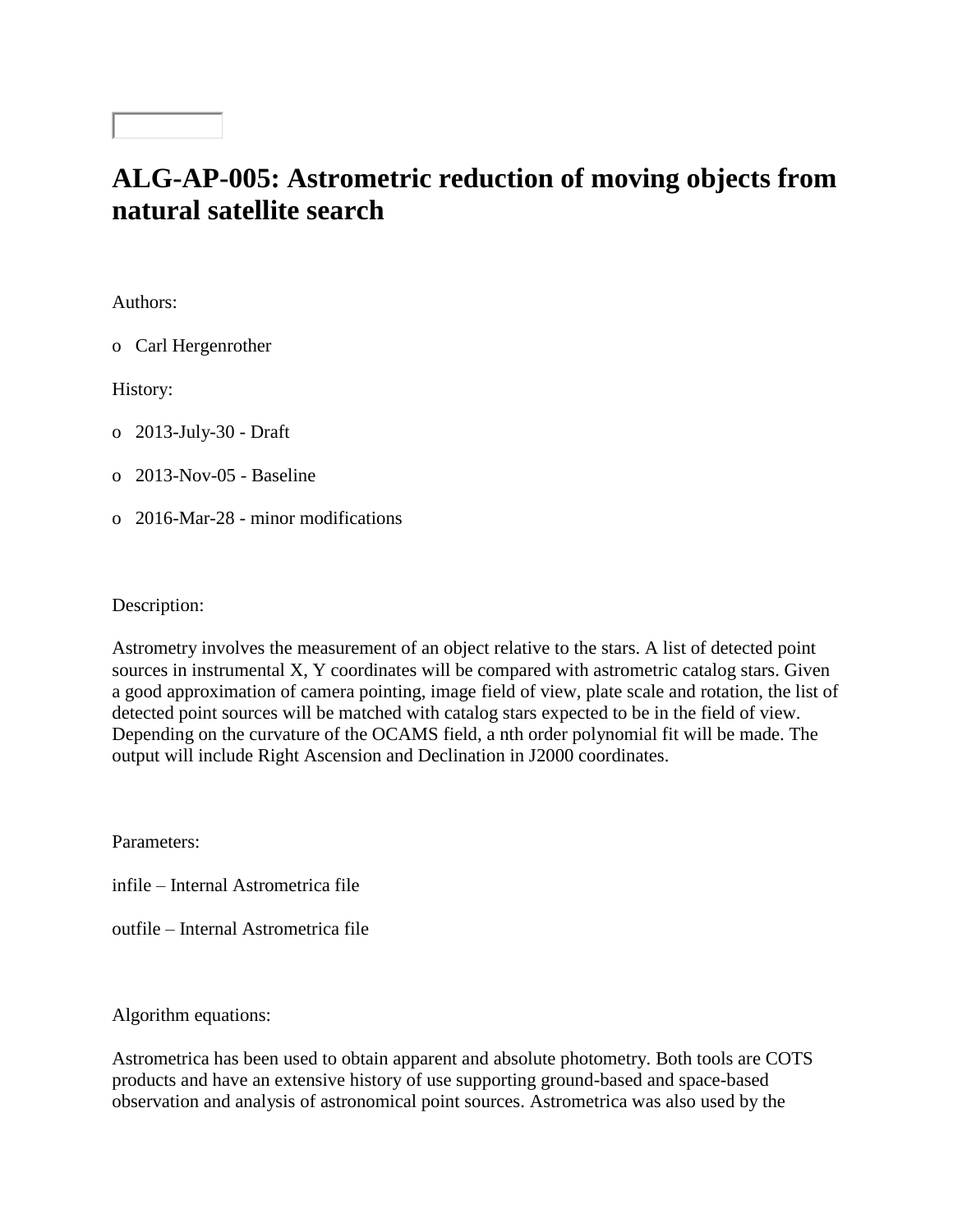# ALG-AP-005: Astrometric reduction of moving objects from natural satellite search

Authors:

- Carl Hergenrother

History:

- 2013-July-30 - Draft
- 2013-Nov-05 - Baseline
- 2016-Mar-28 - minor modifications

Description:

Astrometry involves the measurement of an object relative to the stars. A list of detected point sources in instrumental X, Y coordinates will be compared with astrometric catalog stars. Given a good approximation of camera pointing, image field of view, plate scale and rotation, the list of detected point sources will be matched with catalog stars expected to be in the field of view. Depending on the curvature of the OCAMS field, a nth order polynomial fit will be made. The output will include Right Ascension and Declination in J2000 coordinates.

Parameters:

infile – Internal Astrometrica file

outfile – Internal Astrometrica file

Algorithm equations:

Astrometrica has been used to obtain apparent and absolute photometry. Both tools are COTS products and have an extensive history of use supporting ground-based and space-based observation and analysis of astronomical point sources. Astrometrica was also used by the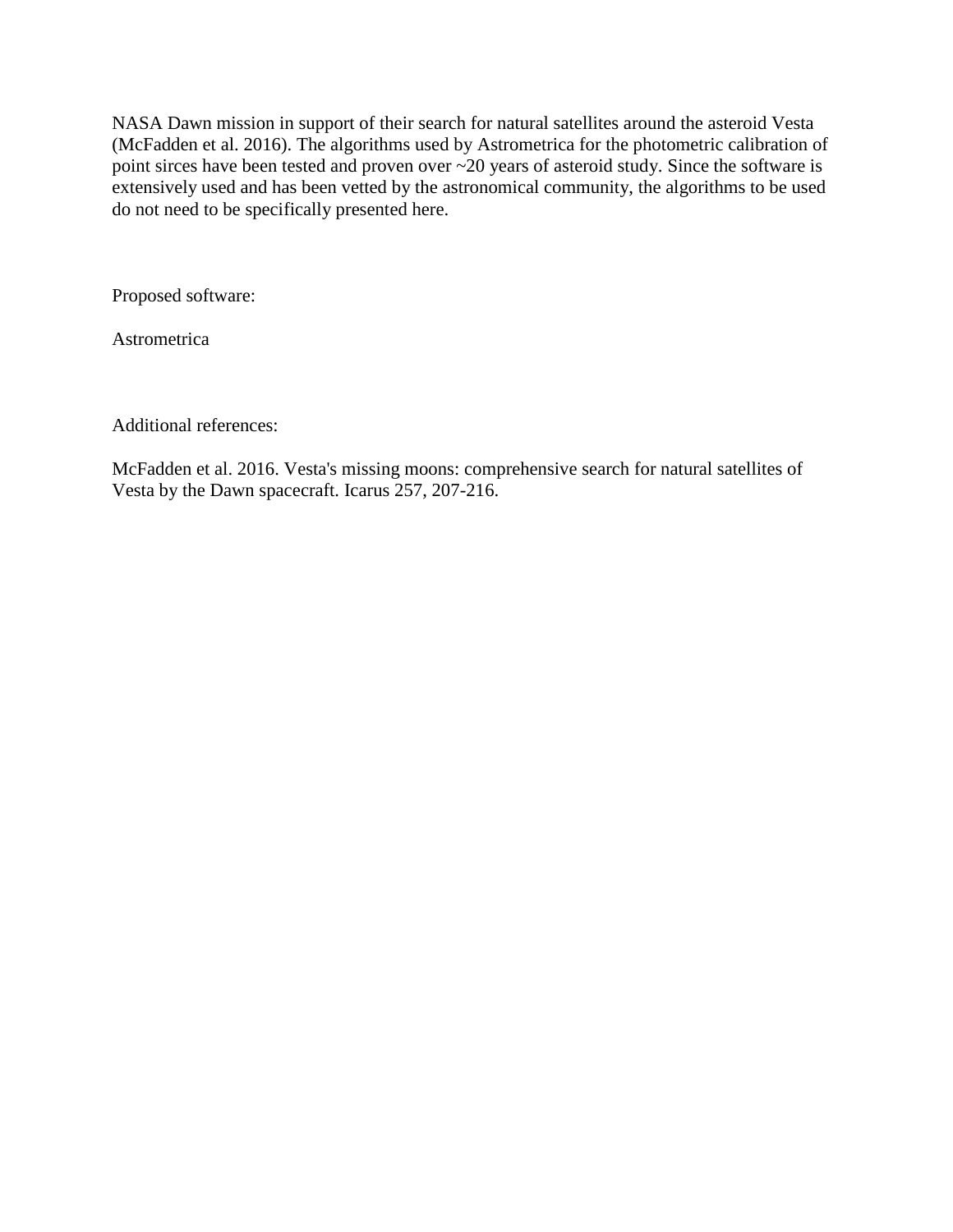NASA Dawn mission in support of their search for natural satellites around the asteroid Vesta (McFadden et al. 2016). The algorithms used by Astrometrica for the photometric calibration of point sirces have been tested and proven over ~20 years of asteroid study. Since the software is extensively used and has been vetted by the astronomical community, the algorithms to be used do not need to be specifically presented here.

Proposed software:

Astrometrica

Additional references:

McFadden et al. 2016. Vesta's missing moons: comprehensive search for natural satellites of Vesta by the Dawn spacecraft. Icarus 257, 207-216.